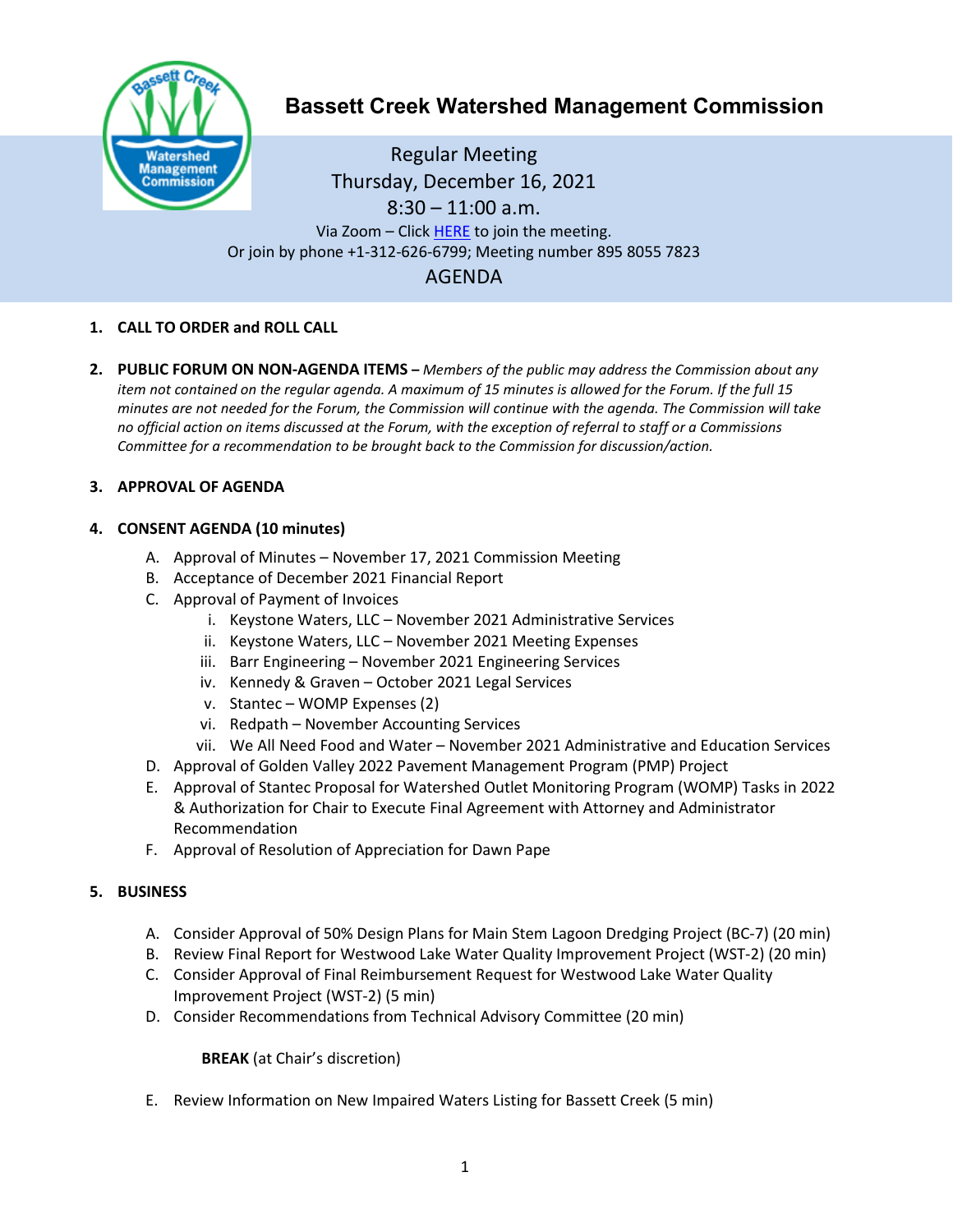# Bassett Creek Watershed Management Commission

Regular Meeting
Thursday, December 16, 2021
8:30 – 11:00 a.m.
Via Zoom – Click HERE to join the meeting.
Or join by phone +1-312-626-6799; Meeting number 895 8055 7823

## AGENDA

1. **CALL TO ORDER and ROLL CALL**

2. **PUBLIC FORUM ON NON-AGENDA ITEMS –** *Members of the public may address the Commission about any item not contained on the regular agenda. A maximum of 15 minutes is allowed for the Forum. If the full 15 minutes are not needed for the Forum, the Commission will continue with the agenda. The Commission will take no official action on items discussed at the Forum, with the exception of referral to staff or a Commissions Committee for a recommendation to be brought back to the Commission for discussion/action.*

3. **APPROVAL OF AGENDA**

4. **CONSENT AGENDA (10 minutes)**
   - A. Approval of Minutes – November 17, 2021 Commission Meeting
   - B. Acceptance of December 2021 Financial Report
   - C. Approval of Payment of Invoices
     - i. Keystone Waters, LLC – November 2021 Administrative Services
     - ii. Keystone Waters, LLC – November 2021 Meeting Expenses
     - iii. Barr Engineering – November 2021 Engineering Services
     - iv. Kennedy & Graven – October 2021 Legal Services
     - v. Stantec – WOMP Expenses (2)
     - vi. Redpath – November Accounting Services
     - vii. We All Need Food and Water – November 2021 Administrative and Education Services
   - D. Approval of Golden Valley 2022 Pavement Management Program (PMP) Project
   - E. Approval of Stantec Proposal for Watershed Outlet Monitoring Program (WOMP) Tasks in 2022 & Authorization for Chair to Execute Final Agreement with Attorney and Administrator Recommendation
   - F. Approval of Resolution of Appreciation for Dawn Pape

5. **BUSINESS**
   - A. Consider Approval of 50% Design Plans for Main Stem Lagoon Dredging Project (BC-7) (20 min)
   - B. Review Final Report for Westwood Lake Water Quality Improvement Project (WST-2) (20 min)
   - C. Consider Approval of Final Reimbursement Request for Westwood Lake Water Quality Improvement Project (WST-2) (5 min)
   - D. Consider Recommendations from Technical Advisory Committee (20 min)

     **BREAK** (at Chair's discretion)

   - E. Review Information on New Impaired Waters Listing for Bassett Creek (5 min)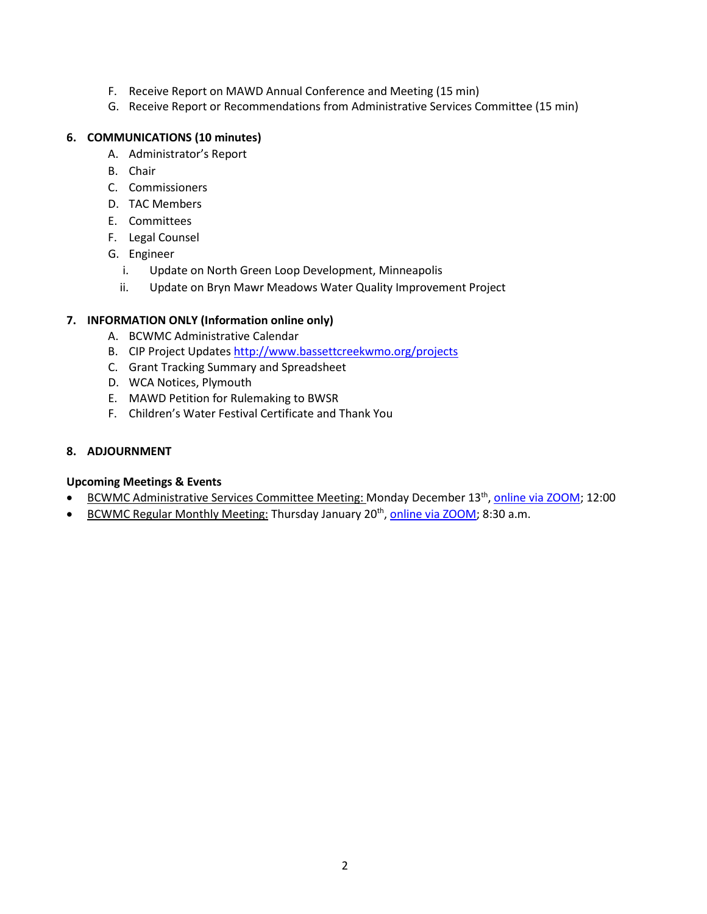F. Receive Report on MAWD Annual Conference and Meeting (15 min)
G. Receive Report or Recommendations from Administrative Services Committee (15 min)

**6. COMMUNICATIONS (10 minutes)**

A. Administrator's Report
B. Chair
C. Commissioners
D. TAC Members
E. Committees
F. Legal Counsel
G. Engineer
   i. Update on North Green Loop Development, Minneapolis
   ii. Update on Bryn Mawr Meadows Water Quality Improvement Project

**7. INFORMATION ONLY (Information online only)**

A. BCWMC Administrative Calendar
B. CIP Project Updates http://www.bassettcreekwmo.org/projects
C. Grant Tracking Summary and Spreadsheet
D. WCA Notices, Plymouth
E. MAWD Petition for Rulemaking to BWSR
F. Children's Water Festival Certificate and Thank You

**8. ADJOURNMENT**

**Upcoming Meetings & Events**

- BCWMC Administrative Services Committee Meeting: Monday December 13th, online via ZOOM; 12:00
- BCWMC Regular Monthly Meeting: Thursday January 20th, online via ZOOM; 8:30 a.m.